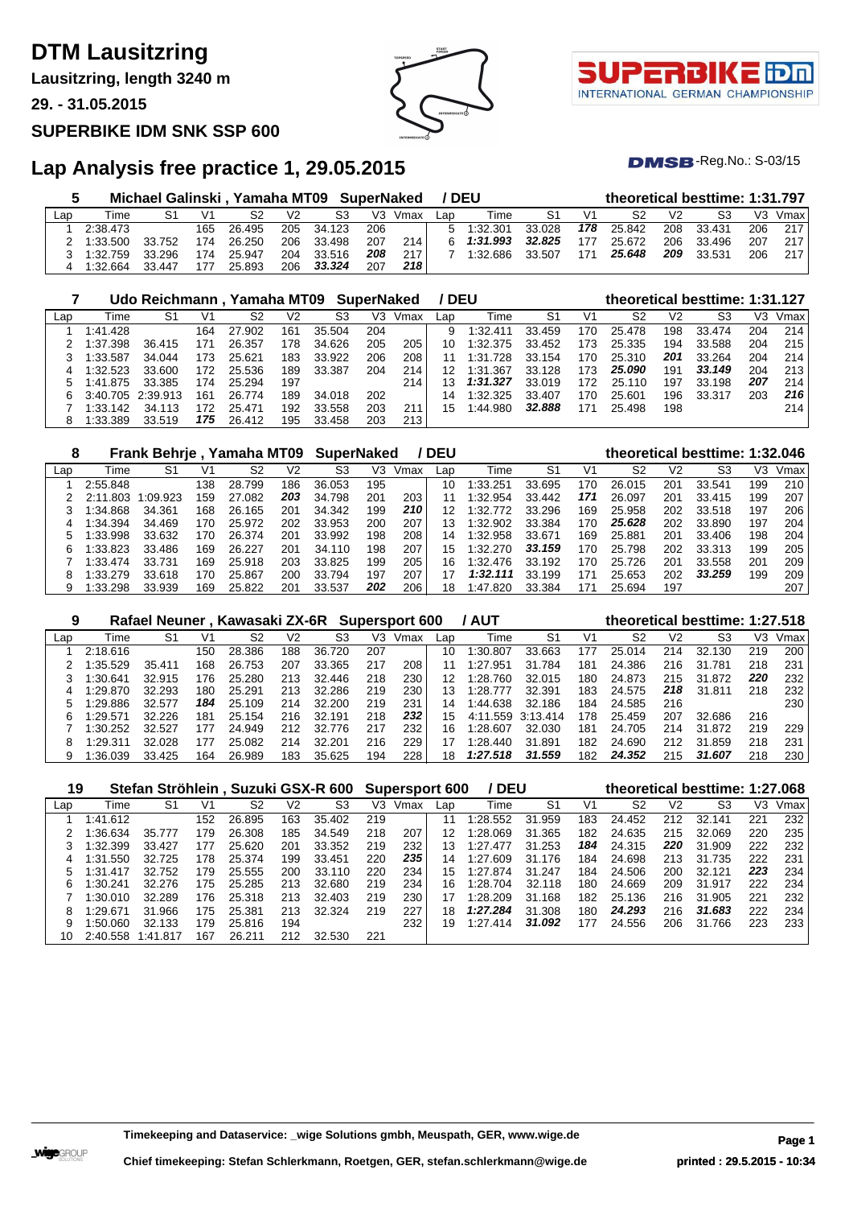# DTM Lausitzring

**Lausitzring, length 3240 m**

**29. - 31.05.2015**

**SUPERBIKE IDM SNK SSP 600**

## Lap Analysis free practice 1, 29.05.2015

DMSB-Reg.No.: S-03/15

### 5 Michael Galinski , Yamaha MT09 SuperNaked / DEU — theoretical besttime: 1:31.797

| Lap | Time | S1 | V1 | S2 | V2 | S3 | V3 | Vmax | Lap | Time | S1 | V1 | S2 | V2 | S3 | V3 | Vmax |
|---|---|---|---|---|---|---|---|---|---|---|---|---|---|---|---|---|---|
| 1 | 2:38.473 | | 165 | 26.495 | 205 | 34.123 | 206 | | 5 | 1:32.301 | 33.028 | ***178*** | 25.842 | 208 | 33.431 | 206 | 217 |
| 2 | 1:33.500 | 33.752 | 174 | 26.250 | 206 | 33.498 | 207 | 214 | 6 | ***1:31.993*** | ***32.825*** | 177 | 25.672 | 206 | 33.496 | 207 | 217 |
| 3 | 1:32.759 | 33.296 | 174 | 25.947 | 204 | 33.516 | ***208*** | 217 | 7 | 1:32.686 | 33.507 | 171 | ***25.648*** | ***209*** | 33.531 | 206 | 217 |
| 4 | 1:32.664 | 33.447 | 177 | 25.893 | 206 | ***33.324*** | 207 | ***218*** | | | | | | | | | |

### 7 Udo Reichmann , Yamaha MT09 SuperNaked / DEU — theoretical besttime: 1:31.127

| Lap | Time | S1 | V1 | S2 | V2 | S3 | V3 | Vmax | Lap | Time | S1 | V1 | S2 | V2 | S3 | V3 | Vmax |
|---|---|---|---|---|---|---|---|---|---|---|---|---|---|---|---|---|---|
| 1 | 1:41.428 | | 164 | 27.902 | 161 | 35.504 | 204 | | 9 | 1:32.411 | 33.459 | 170 | 25.478 | 198 | 33.474 | 204 | 214 |
| 2 | 1:37.398 | 36.415 | 171 | 26.357 | 178 | 34.626 | 205 | 205 | 10 | 1:32.375 | 33.452 | 173 | 25.335 | 194 | 33.588 | 204 | 215 |
| 3 | 1:33.587 | 34.044 | 173 | 25.621 | 183 | 33.922 | 206 | 208 | 11 | 1:31.728 | 33.154 | 170 | 25.310 | ***201*** | 33.264 | 204 | 214 |
| 4 | 1:32.523 | 33.600 | 172 | 25.536 | 189 | 33.387 | 204 | 214 | 12 | 1:31.367 | 33.128 | 173 | ***25.090*** | 191 | ***33.149*** | 204 | 213 |
| 5 | 1:41.875 | 33.385 | 174 | 25.294 | 197 | | | 214 | 13 | ***1:31.327*** | 33.019 | 172 | 25.110 | 197 | 33.198 | ***207*** | 214 |
| 6 | 3:40.705 | 2:39.913 | 161 | 26.774 | 189 | 34.018 | 202 | | 14 | 1:32.325 | 33.407 | 170 | 25.601 | 196 | 33.317 | 203 | ***216*** |
| 7 | 1:33.142 | 34.113 | 172 | 25.471 | 192 | 33.558 | 203 | 211 | 15 | 1:44.980 | ***32.888*** | 171 | 25.498 | 198 | | | 214 |
| 8 | 1:33.389 | 33.519 | ***175*** | 26.412 | 195 | 33.458 | 203 | 213 | | | | | | | | | |

### 8 Frank Behrje , Yamaha MT09 SuperNaked / DEU — theoretical besttime: 1:32.046

| Lap | Time | S1 | V1 | S2 | V2 | S3 | V3 | Vmax | Lap | Time | S1 | V1 | S2 | V2 | S3 | V3 | Vmax |
|---|---|---|---|---|---|---|---|---|---|---|---|---|---|---|---|---|---|
| 1 | 2:55.848 | | 138 | 28.799 | 186 | 36.053 | 195 | | 10 | 1:33.251 | 33.695 | 170 | 26.015 | 201 | 33.541 | 199 | 210 |
| 2 | 2:11.803 | 1:09.923 | 159 | 27.082 | ***203*** | 34.798 | 201 | 203 | 11 | 1:32.954 | 33.442 | ***171*** | 26.097 | 201 | 33.415 | 199 | 207 |
| 3 | 1:34.868 | 34.361 | 168 | 26.165 | 201 | 34.342 | 199 | ***210*** | 12 | 1:32.772 | 33.296 | 169 | 25.958 | 202 | 33.518 | 197 | 206 |
| 4 | 1:34.394 | 34.469 | 170 | 25.972 | 202 | 33.953 | 200 | 207 | 13 | 1:32.902 | 33.384 | 170 | ***25.628*** | 202 | 33.890 | 197 | 204 |
| 5 | 1:33.998 | 33.632 | 170 | 26.374 | 201 | 33.992 | 198 | 208 | 14 | 1:32.958 | 33.671 | 169 | 25.881 | 201 | 33.406 | 198 | 204 |
| 6 | 1:33.823 | 33.486 | 169 | 26.227 | 201 | 34.110 | 198 | 207 | 15 | 1:32.270 | ***33.159*** | 170 | 25.798 | 202 | 33.313 | 199 | 205 |
| 7 | 1:33.474 | 33.731 | 169 | 25.918 | 203 | 33.825 | 199 | 205 | 16 | 1:32.476 | 33.192 | 170 | 25.726 | 201 | 33.558 | 201 | 209 |
| 8 | 1:33.279 | 33.618 | 170 | 25.867 | 200 | 33.794 | 197 | 207 | 17 | ***1:32.111*** | 33.199 | 171 | 25.653 | 202 | ***33.259*** | 199 | 209 |
| 9 | 1:33.298 | 33.939 | 169 | 25.822 | 201 | 33.537 | ***202*** | 206 | 18 | 1:47.820 | 33.384 | 171 | 25.694 | 197 | | | 207 |

### 9 Rafael Neuner , Kawasaki ZX-6R Supersport 600 / AUT — theoretical besttime: 1:27.518

| Lap | Time | S1 | V1 | S2 | V2 | S3 | V3 | Vmax | Lap | Time | S1 | V1 | S2 | V2 | S3 | V3 | Vmax |
|---|---|---|---|---|---|---|---|---|---|---|---|---|---|---|---|---|---|
| 1 | 2:18.616 | | 150 | 28.386 | 188 | 36.720 | 207 | | 10 | 1:30.807 | 33.663 | 177 | 25.014 | 214 | 32.130 | 219 | 200 |
| 2 | 1:35.529 | 35.411 | 168 | 26.753 | 207 | 33.365 | 217 | 208 | 11 | 1:27.951 | 31.784 | 181 | 24.386 | 216 | 31.781 | 218 | 231 |
| 3 | 1:30.641 | 32.915 | 176 | 25.280 | 213 | 32.446 | 218 | 230 | 12 | 1:28.760 | 32.015 | 180 | 24.873 | 215 | 31.872 | ***220*** | 232 |
| 4 | 1:29.870 | 32.293 | 180 | 25.291 | 213 | 32.286 | 219 | 230 | 13 | 1:28.777 | 32.391 | 183 | 24.575 | ***218*** | 31.811 | 218 | 232 |
| 5 | 1:29.886 | 32.577 | ***184*** | 25.109 | 214 | 32.200 | 219 | 231 | 14 | 1:44.638 | 32.186 | 184 | 24.585 | 216 | | | 230 |
| 6 | 1:29.571 | 32.226 | 181 | 25.154 | 216 | 32.191 | 218 | ***232*** | 15 | 4:11.559 | 3:13.414 | 178 | 25.459 | 207 | 32.686 | 216 | |
| 7 | 1:30.252 | 32.527 | 177 | 24.949 | 212 | 32.776 | 217 | 232 | 16 | 1:28.607 | 32.030 | 181 | 24.705 | 214 | 31.872 | 219 | 229 |
| 8 | 1:29.311 | 32.028 | 177 | 25.082 | 214 | 32.201 | 216 | 229 | 17 | 1:28.440 | 31.891 | 182 | 24.690 | 212 | 31.859 | 218 | 231 |
| 9 | 1:36.039 | 33.425 | 164 | 26.989 | 183 | 35.625 | 194 | 228 | 18 | ***1:27.518*** | ***31.559*** | 182 | ***24.352*** | 215 | ***31.607*** | 218 | 230 |

### 19 Stefan Ströhlein , Suzuki GSX-R 600 Supersport 600 / DEU — theoretical besttime: 1:27.068

| Lap | Time | S1 | V1 | S2 | V2 | S3 | V3 | Vmax | Lap | Time | S1 | V1 | S2 | V2 | S3 | V3 | Vmax |
|---|---|---|---|---|---|---|---|---|---|---|---|---|---|---|---|---|---|
| 1 | 1:41.612 | | 152 | 26.895 | 163 | 35.402 | 219 | | 11 | 1:28.552 | 31.959 | 183 | 24.452 | 212 | 32.141 | 221 | 232 |
| 2 | 1:36.634 | 35.777 | 179 | 26.308 | 185 | 34.549 | 218 | 207 | 12 | 1:28.069 | 31.365 | 182 | 24.635 | 215 | 32.069 | 220 | 235 |
| 3 | 1:32.399 | 33.427 | 177 | 25.620 | 201 | 33.352 | 219 | 232 | 13 | 1:27.477 | 31.253 | ***184*** | 24.315 | ***220*** | 31.909 | 222 | 232 |
| 4 | 1:31.550 | 32.725 | 178 | 25.374 | 199 | 33.451 | 220 | ***235*** | 14 | 1:27.609 | 31.176 | 184 | 24.698 | 213 | 31.735 | 222 | 231 |
| 5 | 1:31.417 | 32.752 | 179 | 25.555 | 200 | 33.110 | 220 | 234 | 15 | 1:27.874 | 31.247 | 184 | 24.506 | 200 | 32.121 | ***223*** | 234 |
| 6 | 1:30.241 | 32.276 | 175 | 25.285 | 213 | 32.680 | 219 | 234 | 16 | 1:28.704 | 32.118 | 180 | 24.669 | 209 | 31.917 | 222 | 234 |
| 7 | 1:30.010 | 32.289 | 176 | 25.318 | 213 | 32.403 | 219 | 230 | 17 | 1:28.209 | 31.168 | 182 | 25.136 | 216 | 31.905 | 221 | 232 |
| 8 | 1:29.671 | 31.966 | 175 | 25.381 | 213 | 32.324 | 219 | 227 | 18 | ***1:27.284*** | 31.308 | 180 | ***24.293*** | 216 | ***31.683*** | 222 | 234 |
| 9 | 1:50.060 | 32.133 | 179 | 25.816 | 194 | | | 232 | 19 | 1:27.414 | ***31.092*** | 177 | 24.556 | 206 | 31.766 | 223 | 233 |
| 10 | 2:40.558 | 1:41.817 | 167 | 26.211 | 212 | 32.530 | 221 | | | | | | | | | | |

**Timekeeping and Dataservice: _wige Solutions gmbh, Meuspath, GER, www.wige.de**

**Chief timekeeping: Stefan Schlerkmann, Roetgen, GER, stefan.schlerkmann@wige.de**

**printed : 29.5.2015 - 10:34**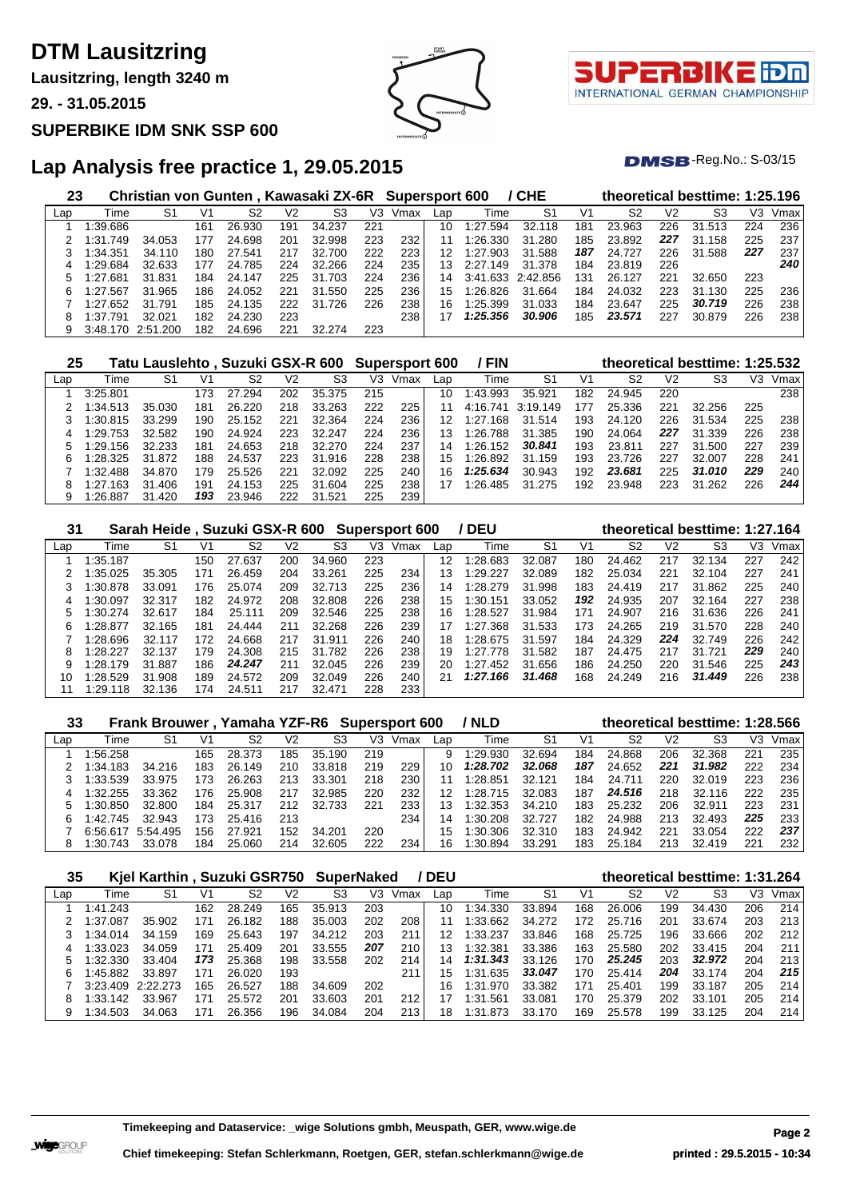# DTM Lausitzring

**Lausitzring, length 3240 m**

**29. - 31.05.2015**

**SUPERBIKE IDM SNK SSP 600**

## Lap Analysis free practice 1, 29.05.2015

DMSB-Reg.No.: S-03/15

### 23 Christian von Gunten , Kawasaki ZX-6R Supersport 600 / CHE — theoretical besttime: 1:25.196

| Lap | Time | S1 | V1 | S2 | V2 | S3 | V3 | Vmax | Lap | Time | S1 | V1 | S2 | V2 | S3 | V3 | Vmax |
|---|---|---|---|---|---|---|---|---|---|---|---|---|---|---|---|---|---|
| 1 | 1:39.686 | | 161 | 26.930 | 191 | 34.237 | 221 | | 10 | 1:27.594 | 32.118 | 181 | 23.963 | 226 | 31.513 | 224 | 236 |
| 2 | 1:31.749 | 34.053 | 177 | 24.698 | 201 | 32.998 | 223 | 232 | 11 | 1:26.330 | 31.280 | 185 | 23.892 | *227* | 31.158 | 225 | 237 |
| 3 | 1:34.351 | 34.110 | 180 | 27.541 | 217 | 32.700 | 222 | 223 | 12 | 1:27.903 | 31.588 | *187* | 24.727 | 226 | 31.588 | *227* | 237 |
| 4 | 1:29.684 | 32.633 | 177 | 24.785 | 224 | 32.266 | 224 | 235 | 13 | 2:27.149 | 31.378 | 184 | 23.819 | 226 | | | *240* |
| 5 | 1:27.681 | 31.831 | 184 | 24.147 | 225 | 31.703 | 224 | 236 | 14 | 3:41.633 | 2:42.856 | 131 | 26.127 | 221 | 32.650 | 223 | |
| 6 | 1:27.567 | 31.965 | 186 | 24.052 | 221 | 31.550 | 225 | 236 | 15 | 1:26.826 | 31.664 | 184 | 24.032 | 223 | 31.130 | 225 | 236 |
| 7 | 1:27.652 | 31.791 | 185 | 24.135 | 222 | 31.726 | 226 | 238 | 16 | 1:25.399 | 31.033 | 184 | 23.647 | 225 | *30.719* | 226 | 238 |
| 8 | 1:27.791 | 32.021 | 182 | 24.230 | 223 | | | 238 | 17 | *1:25.356* | *30.906* | 185 | *23.571* | 227 | 30.879 | 226 | 238 |
| 9 | 3:48.170 | 2:51.200 | 182 | 24.696 | 221 | 32.274 | 223 | | | | | | | | | | |

### 25 Tatu Lauslehto , Suzuki GSX-R 600 Supersport 600 / FIN — theoretical besttime: 1:25.532

| Lap | Time | S1 | V1 | S2 | V2 | S3 | V3 | Vmax | Lap | Time | S1 | V1 | S2 | V2 | S3 | V3 | Vmax |
|---|---|---|---|---|---|---|---|---|---|---|---|---|---|---|---|---|---|
| 1 | 3:25.801 | | 173 | 27.294 | 202 | 35.375 | 215 | | 10 | 1:43.993 | 35.921 | 182 | 24.945 | 220 | | | 238 |
| 2 | 1:34.513 | 35.030 | 181 | 26.220 | 218 | 33.263 | 222 | 225 | 11 | 4:16.741 | 3:19.149 | 177 | 25.336 | 221 | 32.256 | 225 | |
| 3 | 1:30.815 | 33.299 | 190 | 25.152 | 221 | 32.364 | 224 | 236 | 12 | 1:27.168 | 31.514 | 193 | 24.120 | 226 | 31.534 | 225 | 238 |
| 4 | 1:29.753 | 32.582 | 190 | 24.924 | 223 | 32.247 | 224 | 236 | 13 | 1:26.788 | 31.385 | 190 | 24.064 | *227* | 31.339 | 226 | 238 |
| 5 | 1:29.156 | 32.233 | 181 | 24.653 | 218 | 32.270 | 224 | 237 | 14 | 1:26.152 | *30.841* | 193 | 23.811 | 227 | 31.500 | 227 | 239 |
| 6 | 1:28.325 | 31.872 | 188 | 24.537 | 223 | 31.916 | 228 | 238 | 15 | 1:26.892 | 31.159 | 193 | 23.726 | 227 | 32.007 | 228 | 241 |
| 7 | 1:32.488 | 34.870 | 179 | 25.526 | 221 | 32.092 | 225 | 240 | 16 | *1:25.634* | 30.943 | 192 | *23.681* | 225 | *31.010* | *229* | 240 |
| 8 | 1:27.163 | 31.406 | 191 | 24.153 | 225 | 31.604 | 225 | 238 | 17 | 1:26.485 | 31.275 | 192 | 23.948 | 223 | 31.262 | 226 | *244* |
| 9 | 1:26.887 | 31.420 | *193* | 23.946 | 222 | 31.521 | 225 | 239 | | | | | | | | | |

### 31 Sarah Heide , Suzuki GSX-R 600 Supersport 600 / DEU — theoretical besttime: 1:27.164

| Lap | Time | S1 | V1 | S2 | V2 | S3 | V3 | Vmax | Lap | Time | S1 | V1 | S2 | V2 | S3 | V3 | Vmax |
|---|---|---|---|---|---|---|---|---|---|---|---|---|---|---|---|---|---|
| 1 | 1:35.187 | | 150 | 27.637 | 200 | 34.960 | 223 | | 12 | 1:28.683 | 32.087 | 180 | 24.462 | 217 | 32.134 | 227 | 242 |
| 2 | 1:35.025 | 35.305 | 171 | 26.459 | 204 | 33.261 | 225 | 234 | 13 | 1:29.227 | 32.089 | 182 | 25.034 | 221 | 32.104 | 227 | 241 |
| 3 | 1:30.878 | 33.091 | 176 | 25.074 | 209 | 32.713 | 225 | 236 | 14 | 1:28.279 | 31.998 | 183 | 24.419 | 217 | 31.862 | 225 | 240 |
| 4 | 1:30.097 | 32.317 | 182 | 24.972 | 208 | 32.808 | 226 | 238 | 15 | 1:30.151 | 33.052 | *192* | 24.935 | 207 | 32.164 | 227 | 238 |
| 5 | 1:30.274 | 32.617 | 184 | 25.111 | 209 | 32.546 | 225 | 238 | 16 | 1:28.527 | 31.984 | 171 | 24.907 | 216 | 31.636 | 226 | 241 |
| 6 | 1:28.877 | 32.165 | 181 | 24.444 | 211 | 32.268 | 226 | 239 | 17 | 1:27.368 | 31.533 | 173 | 24.265 | 219 | 31.570 | 228 | 240 |
| 7 | 1:28.696 | 32.117 | 172 | 24.668 | 217 | 31.911 | 226 | 240 | 18 | 1:28.675 | 31.597 | 184 | 24.329 | *224* | 32.749 | 226 | 242 |
| 8 | 1:28.227 | 32.137 | 179 | 24.308 | 215 | 31.782 | 226 | 238 | 19 | 1:27.778 | 31.582 | 187 | 24.475 | 217 | 31.721 | *229* | 240 |
| 9 | 1:28.179 | 31.887 | 186 | *24.247* | 211 | 32.045 | 226 | 239 | 20 | 1:27.452 | 31.656 | 186 | 24.250 | 220 | 31.546 | 225 | *243* |
| 10 | 1:28.529 | 31.908 | 189 | 24.572 | 209 | 32.049 | 226 | 240 | 21 | *1:27.166* | *31.468* | 168 | 24.249 | 216 | *31.449* | 226 | 238 |
| 11 | 1:29.118 | 32.136 | 174 | 24.511 | 217 | 32.471 | 228 | 233 | | | | | | | | | |

### 33 Frank Brouwer , Yamaha YZF-R6 Supersport 600 / NLD — theoretical besttime: 1:28.566

| Lap | Time | S1 | V1 | S2 | V2 | S3 | V3 | Vmax | Lap | Time | S1 | V1 | S2 | V2 | S3 | V3 | Vmax |
|---|---|---|---|---|---|---|---|---|---|---|---|---|---|---|---|---|---|
| 1 | 1:56.258 | | 165 | 28.373 | 185 | 35.190 | 219 | | 9 | 1:29.930 | 32.694 | 184 | 24.868 | 206 | 32.368 | 221 | 235 |
| 2 | 1:34.183 | 34.216 | 183 | 26.149 | 210 | 33.818 | 219 | 229 | 10 | *1:28.702* | *32.068* | *187* | 24.652 | *221* | *31.982* | 222 | 234 |
| 3 | 1:33.539 | 33.975 | 173 | 26.263 | 213 | 33.301 | 218 | 230 | 11 | 1:28.851 | 32.121 | 184 | 24.711 | 220 | 32.019 | 223 | 236 |
| 4 | 1:32.255 | 33.362 | 176 | 25.908 | 217 | 32.985 | 220 | 232 | 12 | 1:28.715 | 32.083 | 187 | *24.516* | 218 | 32.116 | 222 | 235 |
| 5 | 1:30.850 | 32.800 | 184 | 25.317 | 212 | 32.733 | 221 | 233 | 13 | 1:32.353 | 34.210 | 183 | 25.232 | 206 | 32.911 | 223 | 231 |
| 6 | 1:42.745 | 32.943 | 173 | 25.416 | 213 | | | 234 | 14 | 1:30.208 | 32.727 | 182 | 24.988 | 213 | 32.493 | *225* | 233 |
| 7 | 6:56.617 | 5:54.495 | 156 | 27.921 | 152 | 34.201 | 220 | | 15 | 1:30.306 | 32.310 | 183 | 24.942 | 221 | 33.054 | 222 | *237* |
| 8 | 1:30.743 | 33.078 | 184 | 25.060 | 214 | 32.605 | 222 | 234 | 16 | 1:30.894 | 33.291 | 183 | 25.184 | 213 | 32.419 | 221 | 232 |

### 35 Kjel Karthin , Suzuki GSR750 SuperNaked / DEU — theoretical besttime: 1:31.264

| Lap | Time | S1 | V1 | S2 | V2 | S3 | V3 | Vmax | Lap | Time | S1 | V1 | S2 | V2 | S3 | V3 | Vmax |
|---|---|---|---|---|---|---|---|---|---|---|---|---|---|---|---|---|---|
| 1 | 1:41.243 | | 162 | 28.249 | 165 | 35.913 | 203 | | 10 | 1:34.330 | 33.894 | 168 | 26.006 | 199 | 34.430 | 206 | 214 |
| 2 | 1:37.087 | 35.902 | 171 | 26.182 | 188 | 35.003 | 202 | 208 | 11 | 1:33.662 | 34.272 | 172 | 25.716 | 201 | 33.674 | 203 | 213 |
| 3 | 1:34.014 | 34.159 | 169 | 25.643 | 197 | 34.212 | 203 | 211 | 12 | 1:33.237 | 33.846 | 168 | 25.725 | 196 | 33.666 | 202 | 212 |
| 4 | 1:33.023 | 34.059 | 171 | 25.409 | 201 | 33.555 | *207* | 210 | 13 | 1:32.381 | 33.386 | 163 | 25.580 | 202 | 33.415 | 204 | 211 |
| 5 | 1:32.330 | 33.404 | *173* | 25.368 | 198 | 33.558 | 202 | 214 | 14 | *1:31.343* | 33.126 | 170 | *25.245* | 203 | *32.972* | 204 | 213 |
| 6 | 1:45.882 | 33.897 | 171 | 26.020 | 193 | | | 211 | 15 | 1:31.635 | *33.047* | 170 | 25.414 | *204* | 33.174 | 204 | *215* |
| 7 | 3:23.409 | 2:22.273 | 165 | 26.527 | 188 | 34.609 | 202 | | 16 | 1:31.970 | 33.382 | 171 | 25.401 | 199 | 33.187 | 205 | 214 |
| 8 | 1:33.142 | 33.967 | 171 | 25.572 | 201 | 33.603 | 201 | 212 | 17 | 1:31.561 | 33.081 | 170 | 25.379 | 202 | 33.101 | 205 | 214 |
| 9 | 1:34.503 | 34.063 | 171 | 26.356 | 196 | 34.084 | 204 | 213 | 18 | 1:31.873 | 33.170 | 169 | 25.578 | 199 | 33.125 | 204 | 214 |

**Timekeeping and Dataservice: _wige Solutions gmbh, Meuspath, GER, www.wige.de**

**Chief timekeeping: Stefan Schlerkmann, Roetgen, GER, stefan.schlerkmann@wige.de**

**printed : 29.5.2015 - 10:34**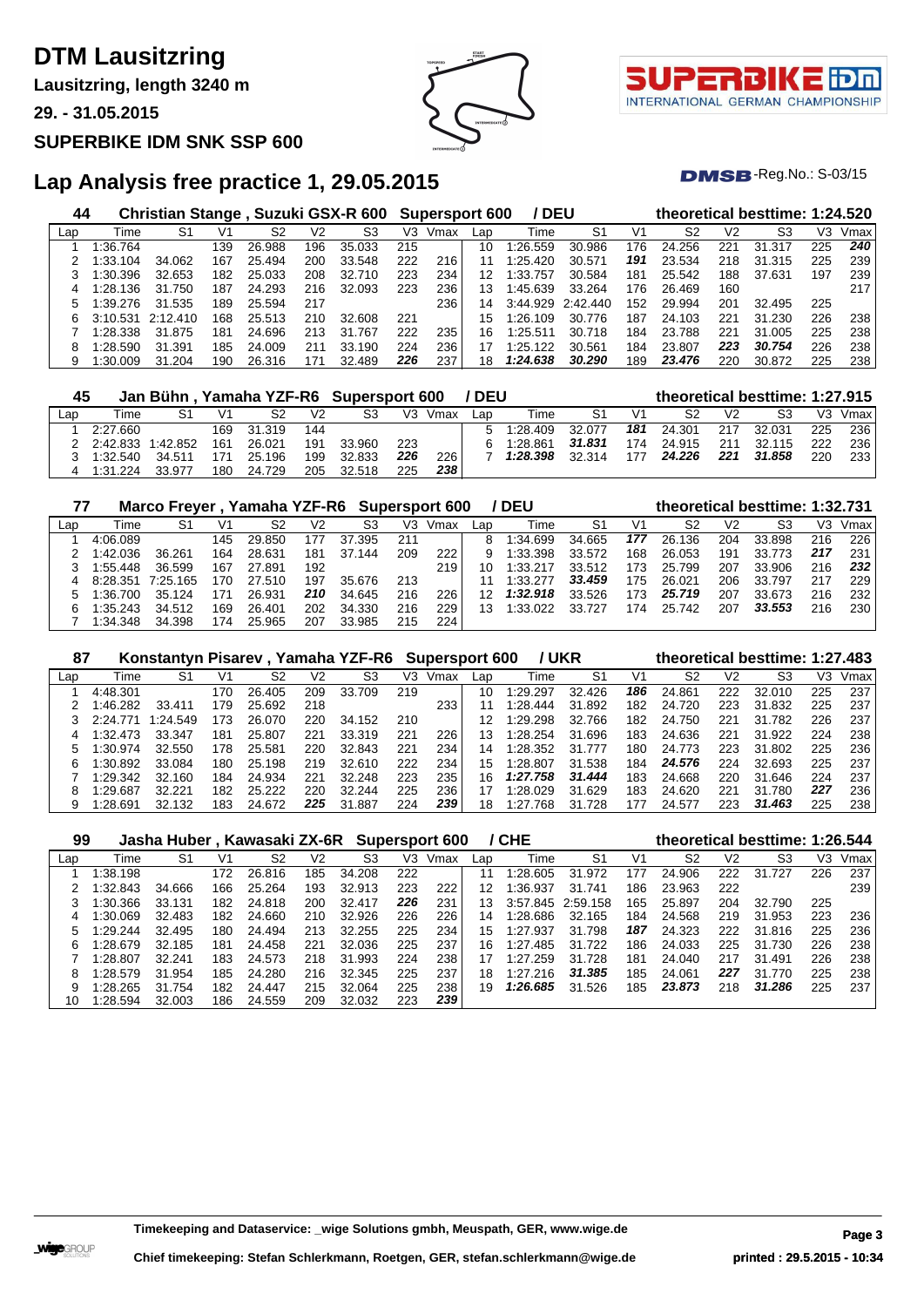# DTM Lausitzring

**Lausitzring, length 3240 m**

**29. - 31.05.2015**

**SUPERBIKE IDM SNK SSP 600**

## Lap Analysis free practice 1, 29.05.2015

DMSB-Reg.No.: S-03/15

### 44 Christian Stange , Suzuki GSX-R 600 Supersport 600 / DEU — theoretical besttime: 1:24.520

| Lap | Time | S1 | V1 | S2 | V2 | S3 | V3 | Vmax | Lap | Time | S1 | V1 | S2 | V2 | S3 | V3 | Vmax |
|---|---|---|---|---|---|---|---|---|---|---|---|---|---|---|---|---|---|
| 1 | 1:36.764 | | 139 | 26.988 | 196 | 35.033 | 215 | | 10 | 1:26.559 | 30.986 | 176 | 24.256 | 221 | 31.317 | 225 | ***240*** |
| 2 | 1:33.104 | 34.062 | 167 | 25.494 | 200 | 33.548 | 222 | 216 | 11 | 1:25.420 | 30.571 | ***191*** | 23.534 | 218 | 31.315 | 225 | 239 |
| 3 | 1:30.396 | 32.653 | 182 | 25.033 | 208 | 32.710 | 223 | 234 | 12 | 1:33.757 | 30.584 | 181 | 25.542 | 188 | 37.631 | 197 | 239 |
| 4 | 1:28.136 | 31.750 | 187 | 24.293 | 216 | 32.093 | 223 | 236 | 13 | 1:45.639 | 33.264 | 176 | 26.469 | 160 | | | 217 |
| 5 | 1:39.276 | 31.535 | 189 | 25.594 | 217 | | | 236 | 14 | 3:44.929 | 2:42.440 | 152 | 29.994 | 201 | 32.495 | 225 | |
| 6 | 3:10.531 | 2:12.410 | 168 | 25.513 | 210 | 32.608 | 221 | | 15 | 1:26.109 | 30.776 | 187 | 24.103 | 221 | 31.230 | 226 | 238 |
| 7 | 1:28.338 | 31.875 | 181 | 24.696 | 213 | 31.767 | 222 | 235 | 16 | 1:25.511 | 30.718 | 184 | 23.788 | 221 | 31.005 | 225 | 238 |
| 8 | 1:28.590 | 31.391 | 185 | 24.009 | 211 | 33.190 | 224 | 236 | 17 | 1:25.122 | 30.561 | 184 | 23.807 | ***223*** | ***30.754*** | 226 | 238 |
| 9 | 1:30.009 | 31.204 | 190 | 26.316 | 171 | 32.489 | ***226*** | 237 | 18 | ***1:24.638*** | ***30.290*** | 189 | ***23.476*** | 220 | 30.872 | 225 | 238 |

### 45 Jan Bühn , Yamaha YZF-R6 Supersport 600 / DEU — theoretical besttime: 1:27.915

| Lap | Time | S1 | V1 | S2 | V2 | S3 | V3 | Vmax | Lap | Time | S1 | V1 | S2 | V2 | S3 | V3 | Vmax |
|---|---|---|---|---|---|---|---|---|---|---|---|---|---|---|---|---|---|
| 1 | 2:27.660 | | 169 | 31.319 | 144 | | | | 5 | 1:28.409 | 32.077 | ***181*** | 24.301 | 217 | 32.031 | 225 | 236 |
| 2 | 2:42.833 | 1:42.852 | 161 | 26.021 | 191 | 33.960 | 223 | | 6 | 1:28.861 | ***31.831*** | 174 | 24.915 | 211 | 32.115 | 222 | 236 |
| 3 | 1:32.540 | 34.511 | 171 | 25.196 | 199 | 32.833 | ***226*** | 226 | 7 | ***1:28.398*** | 32.314 | 177 | ***24.226*** | ***221*** | ***31.858*** | 220 | 233 |
| 4 | 1:31.224 | 33.977 | 180 | 24.729 | 205 | 32.518 | 225 | ***238*** | | | | | | | | | |

### 77 Marco Freyer , Yamaha YZF-R6 Supersport 600 / DEU — theoretical besttime: 1:32.731

| Lap | Time | S1 | V1 | S2 | V2 | S3 | V3 | Vmax | Lap | Time | S1 | V1 | S2 | V2 | S3 | V3 | Vmax |
|---|---|---|---|---|---|---|---|---|---|---|---|---|---|---|---|---|---|
| 1 | 4:06.089 | | 145 | 29.850 | 177 | 37.395 | 211 | | 8 | 1:34.699 | 34.665 | ***177*** | 26.136 | 204 | 33.898 | 216 | 226 |
| 2 | 1:42.036 | 36.261 | 164 | 28.631 | 181 | 37.144 | 209 | 222 | 9 | 1:33.398 | 33.572 | 168 | 26.053 | 191 | 33.773 | ***217*** | 231 |
| 3 | 1:55.448 | 36.599 | 167 | 27.891 | 192 | | | 219 | 10 | 1:33.217 | 33.512 | 173 | 25.799 | 207 | 33.906 | 216 | ***232*** |
| 4 | 8:28.351 | 7:25.165 | 170 | 27.510 | 197 | 35.676 | 213 | | 11 | 1:33.277 | ***33.459*** | 175 | 26.021 | 206 | 33.797 | 217 | 229 |
| 5 | 1:36.700 | 35.124 | 171 | 26.931 | ***210*** | 34.645 | 216 | 226 | 12 | ***1:32.918*** | 33.526 | 173 | ***25.719*** | 207 | 33.673 | 216 | 232 |
| 6 | 1:35.243 | 34.512 | 169 | 26.401 | 202 | 34.330 | 216 | 229 | 13 | 1:33.022 | 33.727 | 174 | 25.742 | 207 | ***33.553*** | 216 | 230 |
| 7 | 1:34.348 | 34.398 | 174 | 25.965 | 207 | 33.985 | 215 | 224 | | | | | | | | | |

### 87 Konstantyn Pisarev , Yamaha YZF-R6 Supersport 600 / UKR — theoretical besttime: 1:27.483

| Lap | Time | S1 | V1 | S2 | V2 | S3 | V3 | Vmax | Lap | Time | S1 | V1 | S2 | V2 | S3 | V3 | Vmax |
|---|---|---|---|---|---|---|---|---|---|---|---|---|---|---|---|---|---|
| 1 | 4:48.301 | | 170 | 26.405 | 209 | 33.709 | 219 | | 10 | 1:29.297 | 32.426 | ***186*** | 24.861 | 222 | 32.010 | 225 | 237 |
| 2 | 1:46.282 | 33.411 | 179 | 25.692 | 218 | | | 233 | 11 | 1:28.444 | 31.892 | 182 | 24.720 | 223 | 31.832 | 225 | 237 |
| 3 | 2:24.771 | 1:24.549 | 173 | 26.070 | 220 | 34.152 | 210 | | 12 | 1:29.298 | 32.766 | 182 | 24.750 | 221 | 31.782 | 226 | 237 |
| 4 | 1:32.473 | 33.347 | 181 | 25.807 | 221 | 33.319 | 221 | 226 | 13 | 1:28.254 | 31.696 | 183 | 24.636 | 221 | 31.922 | 224 | 238 |
| 5 | 1:30.974 | 32.550 | 178 | 25.581 | 220 | 32.843 | 221 | 234 | 14 | 1:28.352 | 31.777 | 180 | 24.773 | 223 | 31.802 | 225 | 236 |
| 6 | 1:30.892 | 33.084 | 180 | 25.198 | 219 | 32.610 | 222 | 234 | 15 | 1:28.807 | 31.538 | 184 | ***24.576*** | 224 | 32.693 | 225 | 237 |
| 7 | 1:29.342 | 32.160 | 184 | 24.934 | 221 | 32.248 | 223 | 235 | 16 | ***1:27.758*** | ***31.444*** | 183 | 24.668 | 220 | 31.646 | 224 | 237 |
| 8 | 1:29.687 | 32.221 | 182 | 25.222 | 220 | 32.244 | 225 | 236 | 17 | 1:28.029 | 31.629 | 183 | 24.620 | 221 | 31.780 | ***227*** | 236 |
| 9 | 1:28.691 | 32.132 | 183 | 24.672 | ***225*** | 31.887 | 224 | ***239*** | 18 | 1:27.768 | 31.728 | 177 | 24.577 | 223 | ***31.463*** | 225 | 238 |

### 99 Jasha Huber , Kawasaki ZX-6R Supersport 600 / CHE — theoretical besttime: 1:26.544

| Lap | Time | S1 | V1 | S2 | V2 | S3 | V3 | Vmax | Lap | Time | S1 | V1 | S2 | V2 | S3 | V3 | Vmax |
|---|---|---|---|---|---|---|---|---|---|---|---|---|---|---|---|---|---|
| 1 | 1:38.198 | | 172 | 26.816 | 185 | 34.208 | 222 | | 11 | 1:28.605 | 31.972 | 177 | 24.906 | 222 | 31.727 | 226 | 237 |
| 2 | 1:32.843 | 34.666 | 166 | 25.264 | 193 | 32.913 | 223 | 222 | 12 | 1:36.937 | 31.741 | 186 | 23.963 | 222 | | | 239 |
| 3 | 1:30.366 | 33.131 | 182 | 24.818 | 200 | 32.417 | ***226*** | 231 | 13 | 3:57.845 | 2:59.158 | 165 | 25.897 | 204 | 32.790 | 225 | |
| 4 | 1:30.069 | 32.483 | 182 | 24.660 | 210 | 32.926 | 226 | 226 | 14 | 1:28.686 | 32.165 | 184 | 24.568 | 219 | 31.953 | 223 | 236 |
| 5 | 1:29.244 | 32.495 | 180 | 24.494 | 213 | 32.255 | 225 | 234 | 15 | 1:27.937 | 31.798 | ***187*** | 24.323 | 222 | 31.816 | 225 | 236 |
| 6 | 1:28.679 | 32.185 | 181 | 24.458 | 221 | 32.036 | 225 | 237 | 16 | 1:27.485 | 31.722 | 186 | 24.033 | 225 | 31.730 | 226 | 238 |
| 7 | 1:28.807 | 32.241 | 183 | 24.573 | 218 | 31.993 | 224 | 238 | 17 | 1:27.259 | 31.728 | 181 | 24.040 | 217 | 31.491 | 226 | 238 |
| 8 | 1:28.579 | 31.954 | 185 | 24.280 | 216 | 32.345 | 225 | 237 | 18 | 1:27.216 | ***31.385*** | 185 | 24.061 | ***227*** | 31.770 | 225 | 238 |
| 9 | 1:28.265 | 31.754 | 182 | 24.447 | 215 | 32.064 | 225 | 238 | 19 | ***1:26.685*** | 31.526 | 185 | ***23.873*** | 218 | ***31.286*** | 225 | 237 |
| 10 | 1:28.594 | 32.003 | 186 | 24.559 | 209 | 32.032 | 223 | ***239*** | | | | | | | | | |

**Timekeeping and Dataservice: _wige Solutions gmbh, Meuspath, GER, www.wige.de**

**Chief timekeeping: Stefan Schlerkmann, Roetgen, GER, stefan.schlerkmann@wige.de**

**printed : 29.5.2015 - 10:34**